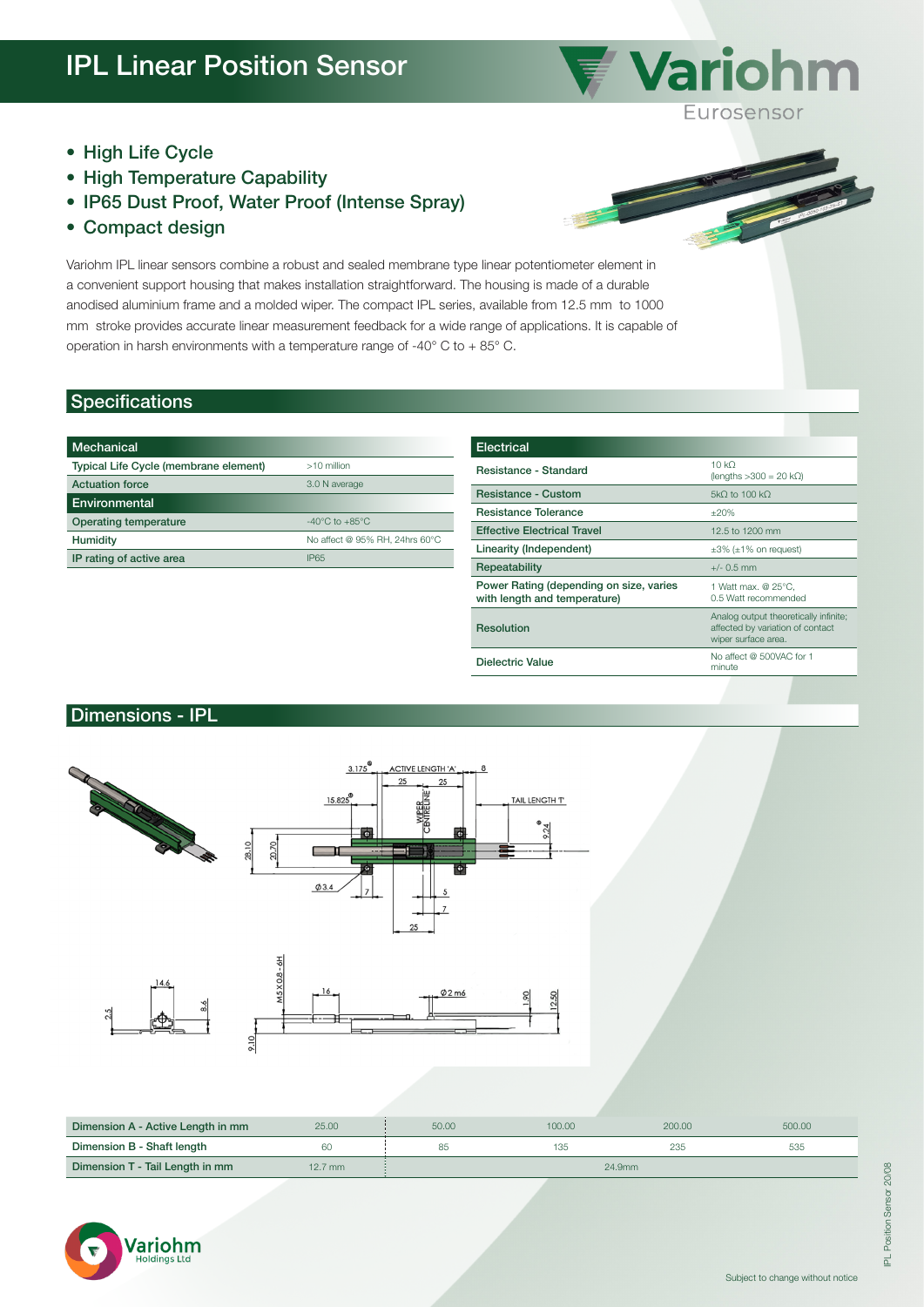# IPL Linear Position Sensor

- High Life Cycle
- High Temperature Capability
- IP65 Dust Proof, Water Proof (Intense Spray)
- Compact design

Variohm IPL linear sensors combine a robust and sealed membrane type linear potentiometer element in a convenient support housing that makes installation straightforward. The housing is made of a durable anodised aluminium frame and a molded wiper. The compact IPL series, available from 12.5 mm to 1000 mm stroke provides accurate linear measurement feedback for a wide range of applications. It is capable of operation in harsh environments with a temperature range of -40° C to + 85° C.

## Specifications

| Mechanical | |
|---|---|
| Typical Life Cycle (membrane element) | >10 million |
| Actuation force | 3.0 N average |
| **Environmental** | |
| Operating temperature | -40°C to +85°C |
| Humidity | No affect @ 95% RH, 24hrs 60°C |
| IP rating of active area | IP65 |

| Electrical | |
|---|---|
| Resistance - Standard | 10 kΩ (lengths >300 = 20 kΩ) |
| Resistance - Custom | 5kΩ to 100 kΩ |
| Resistance Tolerance | ±20% |
| Effective Electrical Travel | 12.5 to 1200 mm |
| Linearity (Independent) | ±3% (±1% on request) |
| Repeatability | +/- 0.5 mm |
| Power Rating (depending on size, varies with length and temperature) | 1 Watt max. @ 25°C, 0.5 Watt recommended |
| Resolution | Analog output theoretically infinite; affected by variation of contact wiper surface area. |
| Dielectric Value | No affect @ 500VAC for 1 minute |

## Dimensions - IPL

| Dimension A - Active Length in mm | 25.00 | 50.00 | 100.00 | 200.00 | 500.00 |
|---|---|---|---|---|---|
| Dimension B - Shaft length | 60 | 85 | 135 | 235 | 535 |
| Dimension T - Tail Length in mm | 12.7 mm | 24.9mm | | | |

Subject to change without notice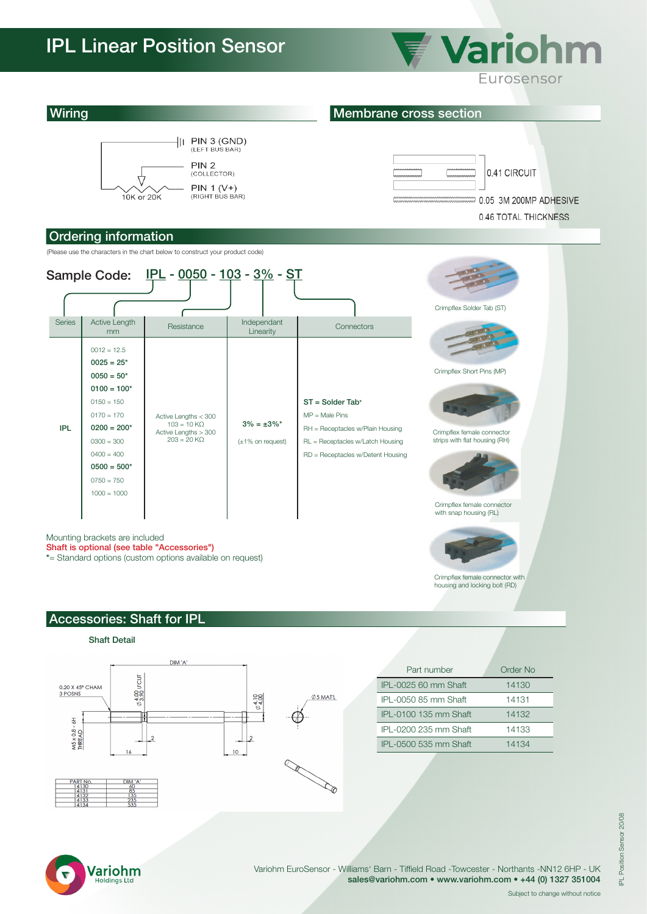# IPL Linear Position Sensor

Variohm Eurosensor

## Wiring

PIN 3 (GND)
(LEFT BUS BAR)

PIN 2
(COLLECTOR)

PIN 1 (V+)
(RIGHT BUS BAR)

10K or 20K

## Membrane cross section

0.41 CIRCUIT

0.05 3M 200MP ADHESIVE

0.46 TOTAL THICKNESS

## Ordering information

(Please use the characters in the chart below to construct your product code)

**Sample Code: IPL - 0050 - 103 - 3% - ST**

| Series | Active Length mm | Resistance | Independant Linearity | Connectors |
|---|---|---|---|---|
| IPL | 0012 = 12.5<br>**0025 = 25***<br>**0050 = 50***<br>**0100 = 100***<br>0150 = 150<br>0170 = 170<br>**0200 = 200***<br>0300 = 300<br>0400 = 400<br>**0500 = 500***<br>0750 = 750<br>1000 = 1000 | Active Lengths < 300<br>103 = 10 KΩ<br>Active Lengths > 300<br>203 = 20 KΩ | **3% = ±3%***<br>(±1% on request) | **ST = Solder Tab***<br>MP = Male Pins<br>RH = Receptacles w/Plain Housing<br>RL = Receptacles w/Latch Housing<br>RD = Receptacles w/Detent Housing |

Crimpflex Solder Tab (ST)

Crimpflex Short Pins (MP)

Crimpflex female connector strips with flat housing (RH)

Crimpflex female connector with snap housing (RL)

Crimpflex female connector with housing and locking bolt (RD)

Mounting brackets are included

**Shaft is optional (see table "Accessories")**

*= Standard options (custom options available on request)

## Accessories: Shaft for IPL

**Shaft Detail**

DIM 'A'

0.20 X 45° CHAM
3 POSNS

M5 x 0.8 - 6H THREAD

Ø 4.00 / Ø 3.90 U'CUT

Ø 4.10 / Ø 4.00

Ø 5 MAT'L

16

2

10

2

| PART No. | DIM 'A' |
|---|---|
| 14130 | 60 |
| 14131 | 85 |
| 14132 | 135 |
| 14133 | 235 |
| 14134 | 535 |

| Part number | Order No |
|---|---|
| IPL-0025 60 mm Shaft | 14130 |
| IPL-0050 85 mm Shaft | 14131 |
| IPL-0100 135 mm Shaft | 14132 |
| IPL-0200 235 mm Shaft | 14133 |
| IPL-0500 535 mm Shaft | 14134 |

Variohm Holdings Ltd

Variohm EuroSensor - Williams' Barn - Tiffield Road -Towcester - Northants -NN12 6HP - UK
**sales@variohm.com • www.variohm.com • +44 (0) 1327 351004**

Subject to change without notice

IPL Position Sensor 20/08